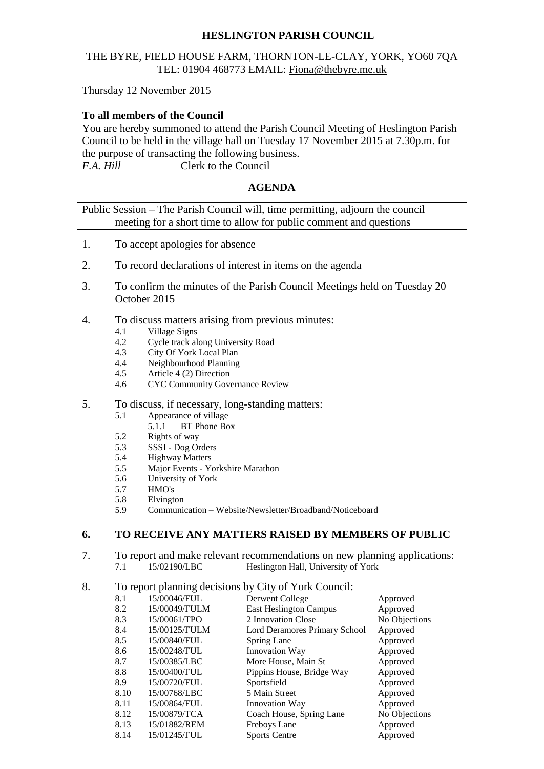**HESLINGTON PARISH COUNCIL**

THE BYRE, FIELD HOUSE FARM, THORNTON-LE-CLAY, YORK, YO60 7QA
TEL: 01904 468773 EMAIL: Fiona@thebyre.me.uk

Thursday 12 November 2015

**To all members of the Council**

You are hereby summoned to attend the Parish Council Meeting of Heslington Parish Council to be held in the village hall on Tuesday 17 November 2015 at 7.30p.m. for the purpose of transacting the following business.

*F.A. Hill* Clerk to the Council

**AGENDA**

Public Session – The Parish Council will, time permitting, adjourn the council meeting for a short time to allow for public comment and questions

1. To accept apologies for absence
2. To record declarations of interest in items on the agenda
3. To confirm the minutes of the Parish Council Meetings held on Tuesday 20 October 2015
4. To discuss matters arising from previous minutes:
   - 4.1 Village Signs
   - 4.2 Cycle track along University Road
   - 4.3 City Of York Local Plan
   - 4.4 Neighbourhood Planning
   - 4.5 Article 4 (2) Direction
   - 4.6 CYC Community Governance Review
5. To discuss, if necessary, long-standing matters:
   - 5.1 Appearance of village
     - 5.1.1 BT Phone Box
   - 5.2 Rights of way
   - 5.3 SSSI - Dog Orders
   - 5.4 Highway Matters
   - 5.5 Major Events - Yorkshire Marathon
   - 5.6 University of York
   - 5.7 HMO's
   - 5.8 Elvington
   - 5.9 Communication – Website/Newsletter/Broadband/Noticeboard

**6. TO RECEIVE ANY MATTERS RAISED BY MEMBERS OF PUBLIC**

7. To report and make relevant recommendations on new planning applications:
   - 7.1 15/02190/LBC Heslington Hall, University of York

8. To report planning decisions by City of York Council:

| | | | |
|---|---|---|---|
| 8.1 | 15/00046/FUL | Derwent College | Approved |
| 8.2 | 15/00049/FULM | East Heslington Campus | Approved |
| 8.3 | 15/00061/TPO | 2 Innovation Close | No Objections |
| 8.4 | 15/00125/FULM | Lord Deramores Primary School | Approved |
| 8.5 | 15/00840/FUL | Spring Lane | Approved |
| 8.6 | 15/00248/FUL | Innovation Way | Approved |
| 8.7 | 15/00385/LBC | More House, Main St | Approved |
| 8.8 | 15/00400/FUL | Pippins House, Bridge Way | Approved |
| 8.9 | 15/00720/FUL | Sportsfield | Approved |
| 8.10 | 15/00768/LBC | 5 Main Street | Approved |
| 8.11 | 15/00864/FUL | Innovation Way | Approved |
| 8.12 | 15/00879/TCA | Coach House, Spring Lane | No Objections |
| 8.13 | 15/01882/REM | Freboys Lane | Approved |
| 8.14 | 15/01245/FUL | Sports Centre | Approved |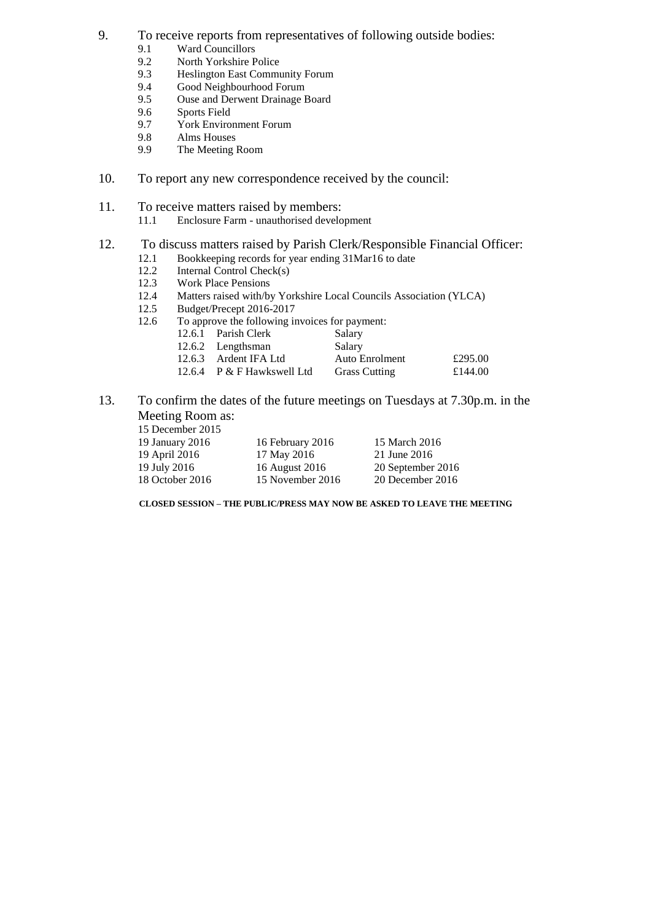9. To receive reports from representatives of following outside bodies:
   - 9.1 Ward Councillors
   - 9.2 North Yorkshire Police
   - 9.3 Heslington East Community Forum
   - 9.4 Good Neighbourhood Forum
   - 9.5 Ouse and Derwent Drainage Board
   - 9.6 Sports Field
   - 9.7 York Environment Forum
   - 9.8 Alms Houses
   - 9.9 The Meeting Room

10. To report any new correspondence received by the council:

11. To receive matters raised by members:
   - 11.1 Enclosure Farm - unauthorised development

12. To discuss matters raised by Parish Clerk/Responsible Financial Officer:
   - 12.1 Bookkeeping records for year ending 31Mar16 to date
   - 12.2 Internal Control Check(s)
   - 12.3 Work Place Pensions
   - 12.4 Matters raised with/by Yorkshire Local Councils Association (YLCA)
   - 12.5 Budget/Precept 2016-2017
   - 12.6 To approve the following invoices for payment:

| | | | |
|---|---|---|---|
| 12.6.1 | Parish Clerk | Salary | |
| 12.6.2 | Lengthsman | Salary | |
| 12.6.3 | Ardent IFA Ltd | Auto Enrolment | £295.00 |
| 12.6.4 | P & F Hawkswell Ltd | Grass Cutting | £144.00 |

13. To confirm the dates of the future meetings on Tuesdays at 7.30p.m. in the Meeting Room as:

| | | |
|---|---|---|
| 15 December 2015 | | |
| 19 January 2016 | 16 February 2016 | 15 March 2016 |
| 19 April 2016 | 17 May 2016 | 21 June 2016 |
| 19 July 2016 | 16 August 2016 | 20 September 2016 |
| 18 October 2016 | 15 November 2016 | 20 December 2016 |

**CLOSED SESSION – THE PUBLIC/PRESS MAY NOW BE ASKED TO LEAVE THE MEETING**